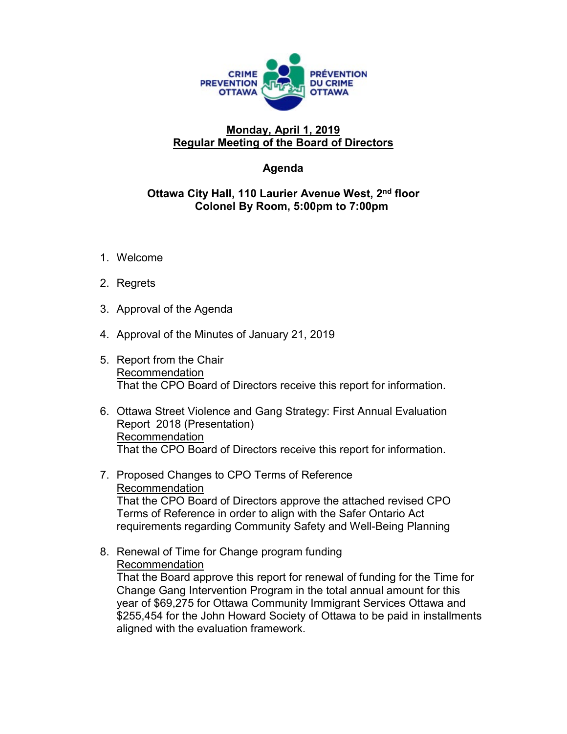CRIME PREVENTION OTTAWA

PRÉVENTION DU CRIME OTTAWA

**Monday, April 1, 2019**
**Regular Meeting of the Board of Directors**

**Agenda**

**Ottawa City Hall, 110 Laurier Avenue West, 2nd floor**
**Colonel By Room, 5:00pm to 7:00pm**

1. Welcome

2. Regrets

3. Approval of the Agenda

4. Approval of the Minutes of January 21, 2019

5. Report from the Chair
   Recommendation
   That the CPO Board of Directors receive this report for information.

6. Ottawa Street Violence and Gang Strategy: First Annual Evaluation Report 2018 (Presentation)
   Recommendation
   That the CPO Board of Directors receive this report for information.

7. Proposed Changes to CPO Terms of Reference
   Recommendation
   That the CPO Board of Directors approve the attached revised CPO Terms of Reference in order to align with the Safer Ontario Act requirements regarding Community Safety and Well-Being Planning

8. Renewal of Time for Change program funding
   Recommendation
   That the Board approve this report for renewal of funding for the Time for Change Gang Intervention Program in the total annual amount for this year of $69,275 for Ottawa Community Immigrant Services Ottawa and $255,454 for the John Howard Society of Ottawa to be paid in installments aligned with the evaluation framework.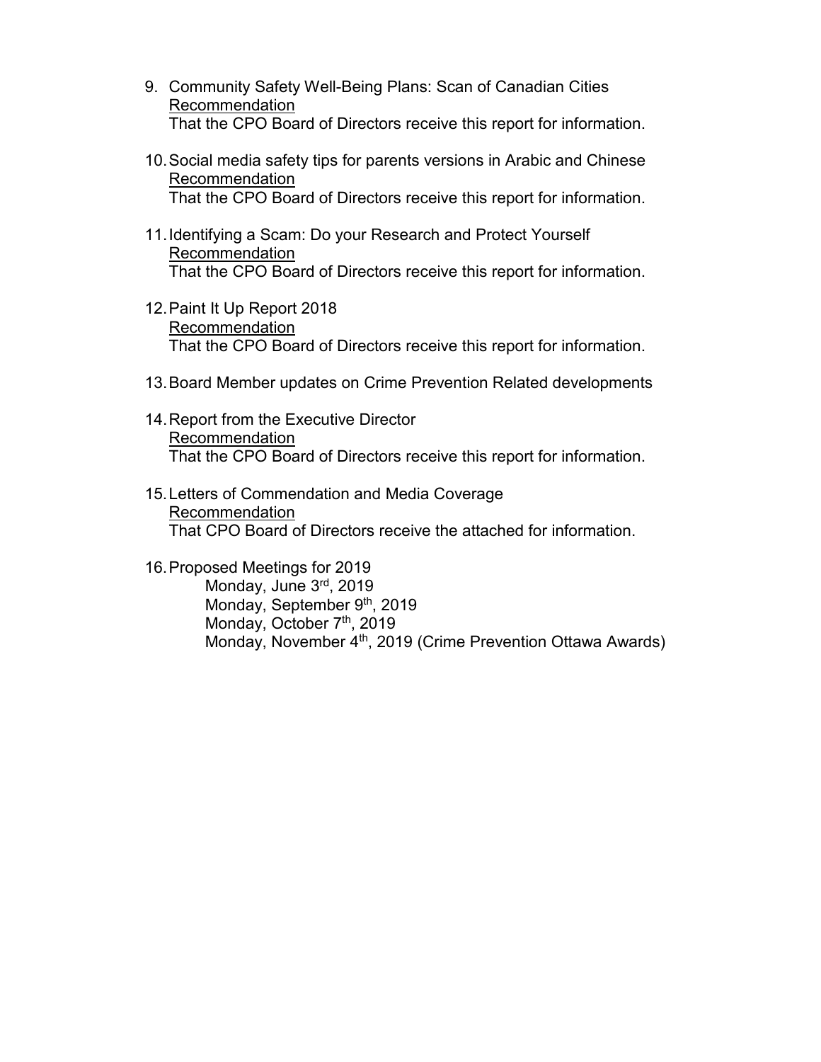9. Community Safety Well-Being Plans: Scan of Canadian Cities
   Recommendation
   That the CPO Board of Directors receive this report for information.

10. Social media safety tips for parents versions in Arabic and Chinese
    Recommendation
    That the CPO Board of Directors receive this report for information.

11. Identifying a Scam: Do your Research and Protect Yourself
    Recommendation
    That the CPO Board of Directors receive this report for information.

12. Paint It Up Report 2018
    Recommendation
    That the CPO Board of Directors receive this report for information.

13. Board Member updates on Crime Prevention Related developments

14. Report from the Executive Director
    Recommendation
    That the CPO Board of Directors receive this report for information.

15. Letters of Commendation and Media Coverage
    Recommendation
    That CPO Board of Directors receive the attached for information.

16. Proposed Meetings for 2019
    - Monday, June 3rd, 2019
    - Monday, September 9th, 2019
    - Monday, October 7th, 2019
    - Monday, November 4th, 2019 (Crime Prevention Ottawa Awards)